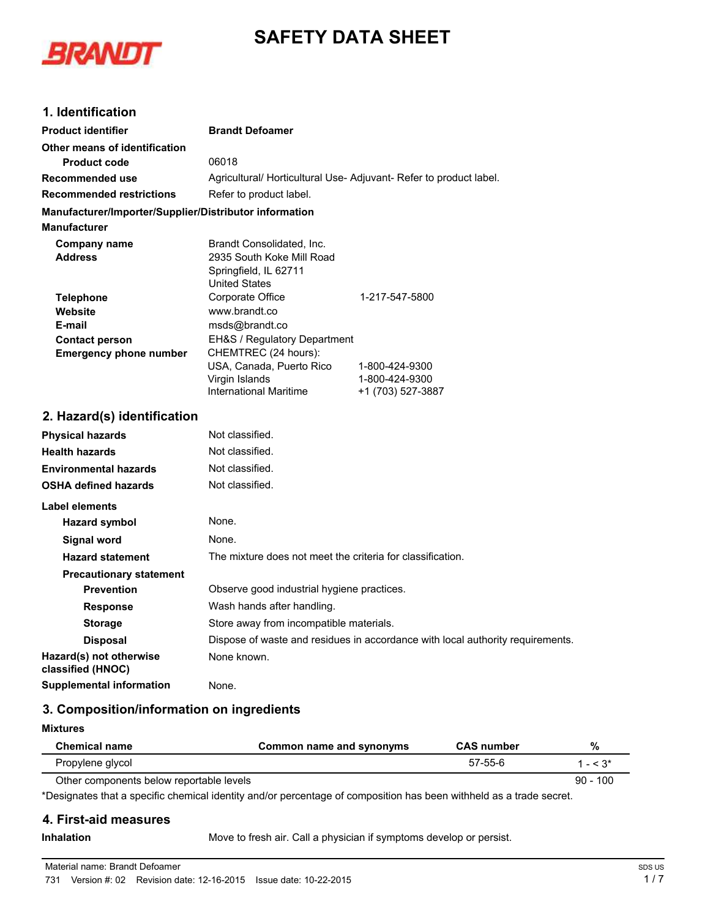# SAFETY DATA SHEET

## 1. Identification

**Product identifier** **Brandt Defoamer**

**Other means of identification**

**Product code** 06018

**Recommended use** Agricultural/ Horticultural Use- Adjuvant- Refer to product label.

**Recommended restrictions** Refer to product label.

**Manufacturer/Importer/Supplier/Distributor information**

**Manufacturer**

| | | |
|---|---|---|
| **Company name** | Brandt Consolidated, Inc. | |
| **Address** | 2935 South Koke Mill Road<br>Springfield, IL 62711<br>United States | |
| **Telephone** | Corporate Office | 1-217-547-5800 |
| **Website** | www.brandt.co | |
| **E-mail** | msds@brandt.co | |
| **Contact person** | EH&S / Regulatory Department | |
| **Emergency phone number** | CHEMTREC (24 hours): | |
| | USA, Canada, Puerto Rico | 1-800-424-9300 |
| | Virgin Islands | 1-800-424-9300 |
| | International Maritime | +1 (703) 527-3887 |

## 2. Hazard(s) identification

**Physical hazards** Not classified.

**Health hazards** Not classified.

**Environmental hazards** Not classified.

**OSHA defined hazards** Not classified.

**Label elements**

**Hazard symbol** None.

**Signal word** None.

**Hazard statement** The mixture does not meet the criteria for classification.

**Precautionary statement**

**Prevention** Observe good industrial hygiene practices.

**Response** Wash hands after handling.

**Storage** Store away from incompatible materials.

**Disposal** Dispose of waste and residues in accordance with local authority requirements.

**Hazard(s) not otherwise classified (HNOC)** None known.

**Supplemental information** None.

## 3. Composition/information on ingredients

**Mixtures**

| Chemical name | Common name and synonyms | CAS number | % |
|---|---|---|---|
| Propylene glycol | | 57-55-6 | 1 - < 3* |
| Other components below reportable levels | | | 90 - 100 |

*Designates that a specific chemical identity and/or percentage of composition has been withheld as a trade secret.

## 4. First-aid measures

**Inhalation** Move to fresh air. Call a physician if symptoms develop or persist.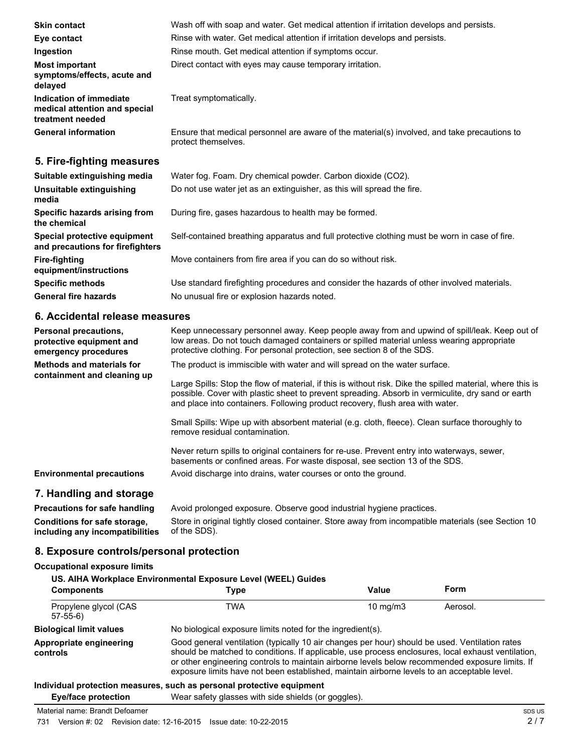| | |
|---|---|
| **Skin contact** | Wash off with soap and water. Get medical attention if irritation develops and persists. |
| **Eye contact** | Rinse with water. Get medical attention if irritation develops and persists. |
| **Ingestion** | Rinse mouth. Get medical attention if symptoms occur. |
| **Most important symptoms/effects, acute and delayed** | Direct contact with eyes may cause temporary irritation. |
| **Indication of immediate medical attention and special treatment needed** | Treat symptomatically. |
| **General information** | Ensure that medical personnel are aware of the material(s) involved, and take precautions to protect themselves. |

## 5. Fire-fighting measures

| | |
|---|---|
| **Suitable extinguishing media** | Water fog. Foam. Dry chemical powder. Carbon dioxide ($CO_2$). |
| **Unsuitable extinguishing media** | Do not use water jet as an extinguisher, as this will spread the fire. |
| **Specific hazards arising from the chemical** | During fire, gases hazardous to health may be formed. |
| **Special protective equipment and precautions for firefighters** | Self-contained breathing apparatus and full protective clothing must be worn in case of fire. |
| **Fire-fighting equipment/instructions** | Move containers from fire area if you can do so without risk. |
| **Specific methods** | Use standard firefighting procedures and consider the hazards of other involved materials. |
| **General fire hazards** | No unusual fire or explosion hazards noted. |

## 6. Accidental release measures

**Personal precautions, protective equipment and emergency procedures**

Keep unnecessary personnel away. Keep people away from and upwind of spill/leak. Keep out of low areas. Do not touch damaged containers or spilled material unless wearing appropriate protective clothing. For personal protection, see section 8 of the SDS.

**Methods and materials for containment and cleaning up**

The product is immiscible with water and will spread on the water surface.

Large Spills: Stop the flow of material, if this is without risk. Dike the spilled material, where this is possible. Cover with plastic sheet to prevent spreading. Absorb in vermiculite, dry sand or earth and place into containers. Following product recovery, flush area with water.

Small Spills: Wipe up with absorbent material (e.g. cloth, fleece). Clean surface thoroughly to remove residual contamination.

Never return spills to original containers for re-use. Prevent entry into waterways, sewer, basements or confined areas. For waste disposal, see section 13 of the SDS.

**Environmental precautions**

Avoid discharge into drains, water courses or onto the ground.

## 7. Handling and storage

| | |
|---|---|
| **Precautions for safe handling** | Avoid prolonged exposure. Observe good industrial hygiene practices. |
| **Conditions for safe storage, including any incompatibilities** | Store in original tightly closed container. Store away from incompatible materials (see Section 10 of the SDS). |

## 8. Exposure controls/personal protection

**Occupational exposure limits**

**US. AIHA Workplace Environmental Exposure Level (WEEL) Guides**

| Components | Type | Value | Form |
|---|---|---|---|
| Propylene glycol (CAS 57-55-6) | TWA | 10 mg/m3 | Aerosol. |

| | |
|---|---|
| **Biological limit values** | No biological exposure limits noted for the ingredient(s). |
| **Appropriate engineering controls** | Good general ventilation (typically 10 air changes per hour) should be used. Ventilation rates should be matched to conditions. If applicable, use process enclosures, local exhaust ventilation, or other engineering controls to maintain airborne levels below recommended exposure limits. If exposure limits have not been established, maintain airborne levels to an acceptable level. |

**Individual protection measures, such as personal protective equipment**

| | |
|---|---|
| **Eye/face protection** | Wear safety glasses with side shields (or goggles). |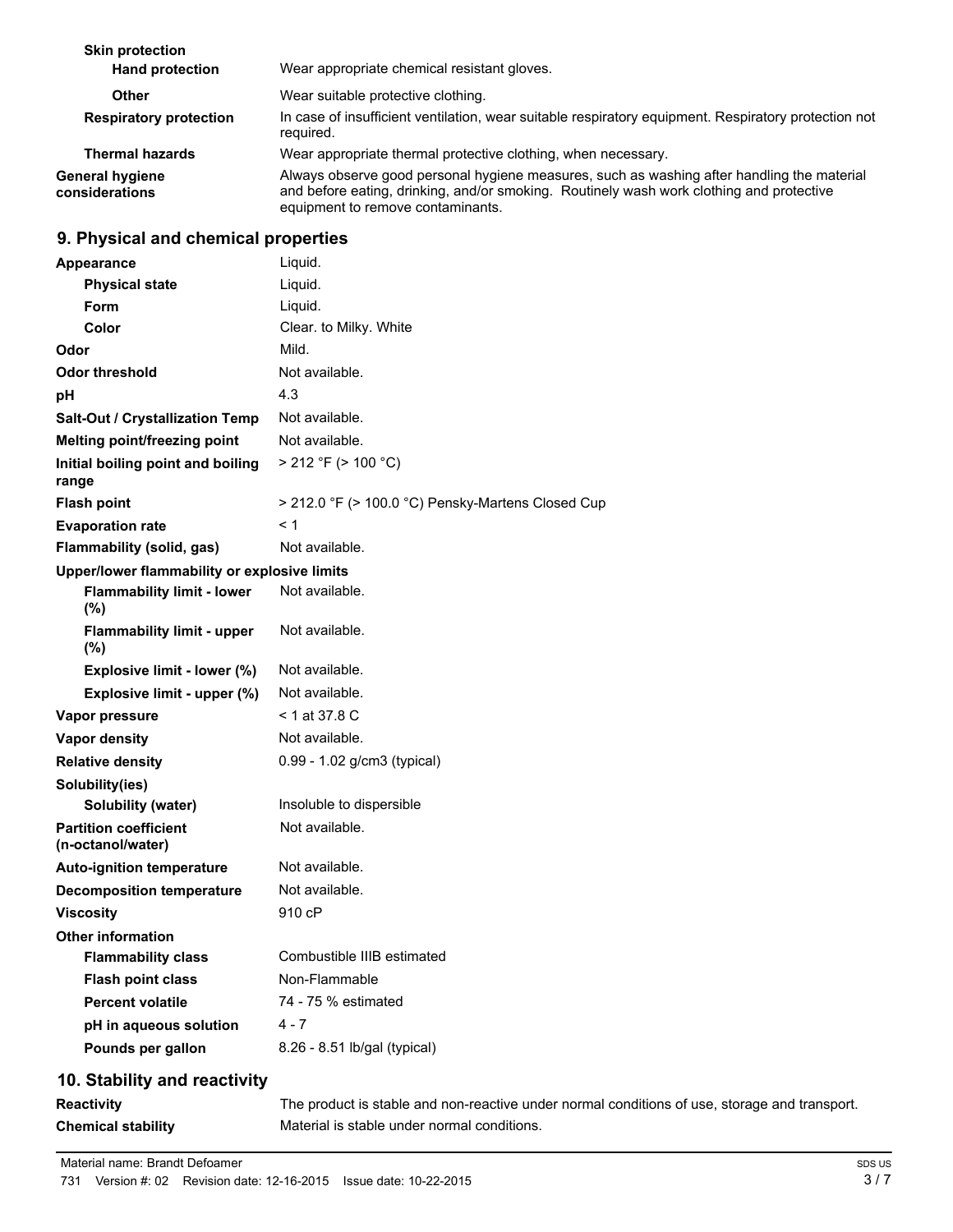| | |
|---|---|
| **Skin protection** | |
| **Hand protection** | Wear appropriate chemical resistant gloves. |
| **Other** | Wear suitable protective clothing. |
| **Respiratory protection** | In case of insufficient ventilation, wear suitable respiratory equipment. Respiratory protection not required. |
| **Thermal hazards** | Wear appropriate thermal protective clothing, when necessary. |
| **General hygiene considerations** | Always observe good personal hygiene measures, such as washing after handling the material and before eating, drinking, and/or smoking. Routinely wash work clothing and protective equipment to remove contaminants. |

## 9. Physical and chemical properties

| | |
|---|---|
| **Appearance** | Liquid. |
| **Physical state** | Liquid. |
| **Form** | Liquid. |
| **Color** | Clear. to Milky. White |
| **Odor** | Mild. |
| **Odor threshold** | Not available. |
| **pH** | 4.3 |
| **Salt-Out / Crystallization Temp** | Not available. |
| **Melting point/freezing point** | Not available. |
| **Initial boiling point and boiling range** | > 212 °F (> 100 °C) |
| **Flash point** | > 212.0 °F (> 100.0 °C) Pensky-Martens Closed Cup |
| **Evaporation rate** | < 1 |
| **Flammability (solid, gas)** | Not available. |
| **Upper/lower flammability or explosive limits** | |
| **Flammability limit - lower (%)** | Not available. |
| **Flammability limit - upper (%)** | Not available. |
| **Explosive limit - lower (%)** | Not available. |
| **Explosive limit - upper (%)** | Not available. |
| **Vapor pressure** | < 1 at 37.8 C |
| **Vapor density** | Not available. |
| **Relative density** | 0.99 - 1.02 g/cm3 (typical) |
| **Solubility(ies)** | |
| **Solubility (water)** | Insoluble to dispersible |
| **Partition coefficient (n-octanol/water)** | Not available. |
| **Auto-ignition temperature** | Not available. |
| **Decomposition temperature** | Not available. |
| **Viscosity** | 910 cP |
| **Other information** | |
| **Flammability class** | Combustible IIIB estimated |
| **Flash point class** | Non-Flammable |
| **Percent volatile** | 74 - 75 % estimated |
| **pH in aqueous solution** | 4 - 7 |
| **Pounds per gallon** | 8.26 - 8.51 lb/gal (typical) |

## 10. Stability and reactivity

| | |
|---|---|
| **Reactivity** | The product is stable and non-reactive under normal conditions of use, storage and transport. |
| **Chemical stability** | Material is stable under normal conditions. |

Material name: Brandt Defoamer

731 Version #: 02 Revision date: 12-16-2015 Issue date: 10-22-2015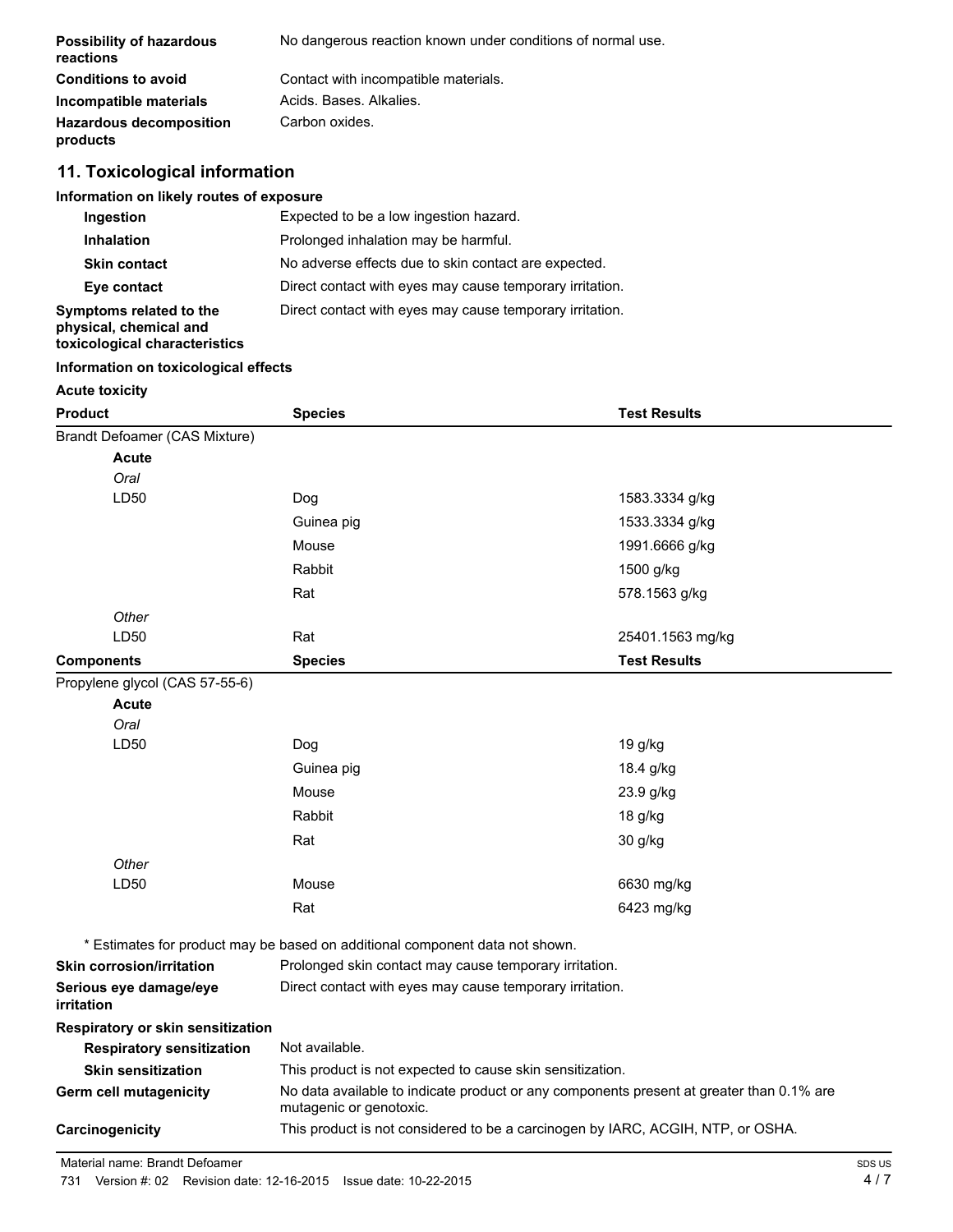| | |
|---|---|
| **Possibility of hazardous reactions** | No dangerous reaction known under conditions of normal use. |
| **Conditions to avoid** | Contact with incompatible materials. |
| **Incompatible materials** | Acids. Bases. Alkalies. |
| **Hazardous decomposition products** | Carbon oxides. |

## 11. Toxicological information

**Information on likely routes of exposure**

| | |
|---|---|
| **Ingestion** | Expected to be a low ingestion hazard. |
| **Inhalation** | Prolonged inhalation may be harmful. |
| **Skin contact** | No adverse effects due to skin contact are expected. |
| **Eye contact** | Direct contact with eyes may cause temporary irritation. |
| **Symptoms related to the physical, chemical and toxicological characteristics** | Direct contact with eyes may cause temporary irritation. |

**Information on toxicological effects**

**Acute toxicity**

| Product | Species | Test Results |
|---|---|---|
| Brandt Defoamer (CAS Mixture) | | |
| **Acute** | | |
| *Oral* | | |
| LD50 | Dog | 1583.3334 g/kg |
| | Guinea pig | 1533.3334 g/kg |
| | Mouse | 1991.6666 g/kg |
| | Rabbit | 1500 g/kg |
| | Rat | 578.1563 g/kg |
| *Other* | | |
| LD50 | Rat | 25401.1563 mg/kg |

| Components | Species | Test Results |
|---|---|---|
| Propylene glycol (CAS 57-55-6) | | |
| **Acute** | | |
| *Oral* | | |
| LD50 | Dog | 19 g/kg |
| | Guinea pig | 18.4 g/kg |
| | Mouse | 23.9 g/kg |
| | Rabbit | 18 g/kg |
| | Rat | 30 g/kg |
| *Other* | | |
| LD50 | Mouse | 6630 mg/kg |
| | Rat | 6423 mg/kg |

\* Estimates for product may be based on additional component data not shown.

| | |
|---|---|
| **Skin corrosion/irritation** | Prolonged skin contact may cause temporary irritation. |
| **Serious eye damage/eye irritation** | Direct contact with eyes may cause temporary irritation. |
| **Respiratory or skin sensitization** | |
| **Respiratory sensitization** | Not available. |
| **Skin sensitization** | This product is not expected to cause skin sensitization. |
| **Germ cell mutagenicity** | No data available to indicate product or any components present at greater than 0.1% are mutagenic or genotoxic. |
| **Carcinogenicity** | This product is not considered to be a carcinogen by IARC, ACGIH, NTP, or OSHA. |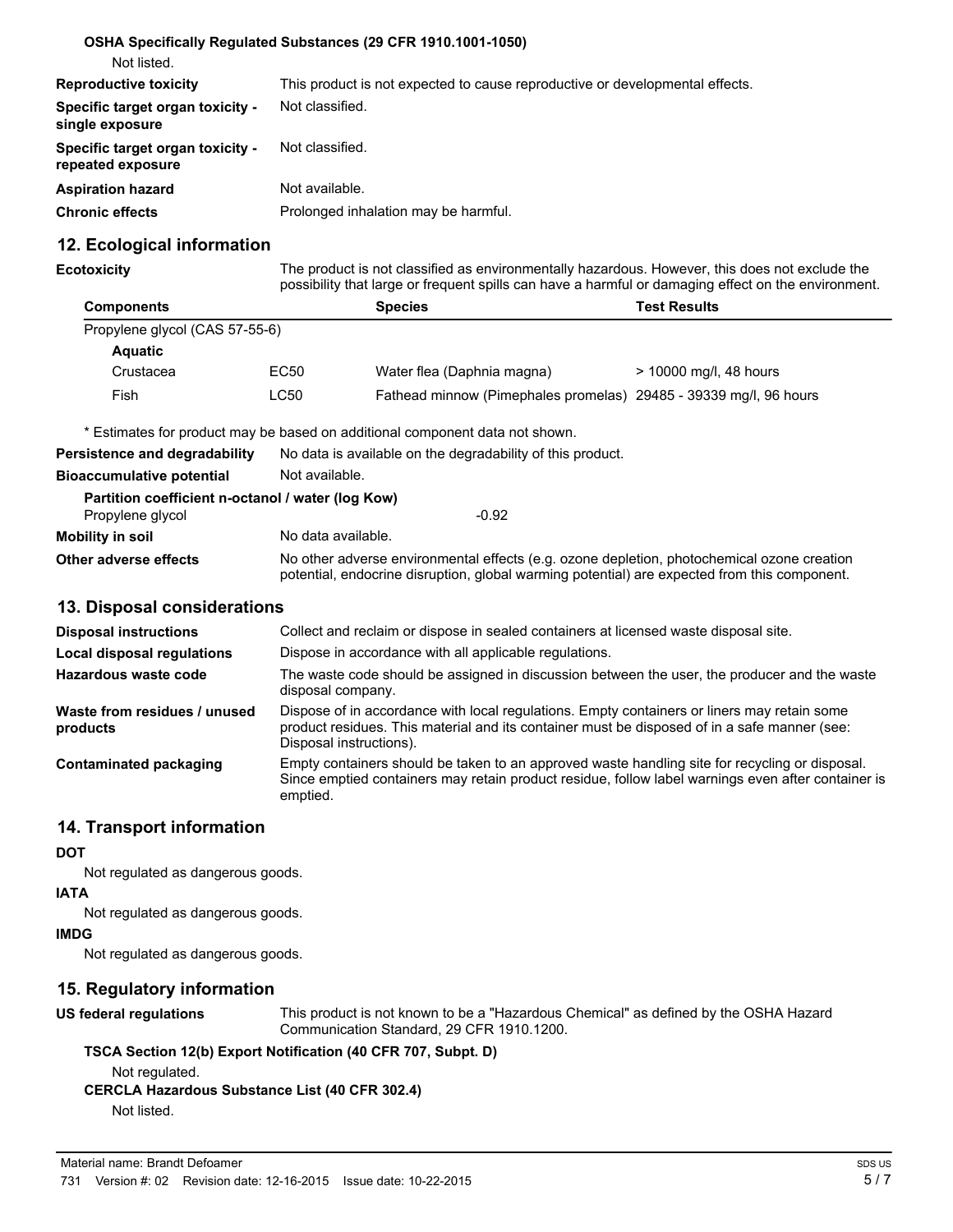**OSHA Specifically Regulated Substances (29 CFR 1910.1001-1050)**

Not listed.

**Reproductive toxicity** This product is not expected to cause reproductive or developmental effects.

**Specific target organ toxicity - single exposure** Not classified.

**Specific target organ toxicity - repeated exposure** Not classified.

**Aspiration hazard** Not available.

**Chronic effects** Prolonged inhalation may be harmful.

## 12. Ecological information

**Ecotoxicity** The product is not classified as environmentally hazardous. However, this does not exclude the possibility that large or frequent spills can have a harmful or damaging effect on the environment.

| Components | | Species | Test Results |
|---|---|---|---|
| Propylene glycol (CAS 57-55-6) | | | |
| **Aquatic** | | | |
| Crustacea | EC50 | Water flea (Daphnia magna) | > 10000 mg/l, 48 hours |
| Fish | LC50 | Fathead minnow (Pimephales promelas) | 29485 - 39339 mg/l, 96 hours |

\* Estimates for product may be based on additional component data not shown.

**Persistence and degradability** No data is available on the degradability of this product.

**Bioaccumulative potential** Not available.

**Partition coefficient n-octanol / water (log Kow)**

Propylene glycol -0.92

**Mobility in soil** No data available.

**Other adverse effects** No other adverse environmental effects (e.g. ozone depletion, photochemical ozone creation potential, endocrine disruption, global warming potential) are expected from this component.

## 13. Disposal considerations

**Disposal instructions** Collect and reclaim or dispose in sealed containers at licensed waste disposal site.

**Local disposal regulations** Dispose in accordance with all applicable regulations.

**Hazardous waste code** The waste code should be assigned in discussion between the user, the producer and the waste disposal company.

**Waste from residues / unused products** Dispose of in accordance with local regulations. Empty containers or liners may retain some product residues. This material and its container must be disposed of in a safe manner (see: Disposal instructions).

**Contaminated packaging** Empty containers should be taken to an approved waste handling site for recycling or disposal. Since emptied containers may retain product residue, follow label warnings even after container is emptied.

## 14. Transport information

**DOT**

Not regulated as dangerous goods.

**IATA**

Not regulated as dangerous goods.

**IMDG**

Not regulated as dangerous goods.

## 15. Regulatory information

**US federal regulations** This product is not known to be a "Hazardous Chemical" as defined by the OSHA Hazard Communication Standard, 29 CFR 1910.1200.

**TSCA Section 12(b) Export Notification (40 CFR 707, Subpt. D)**

Not regulated.

**CERCLA Hazardous Substance List (40 CFR 302.4)**

Not listed.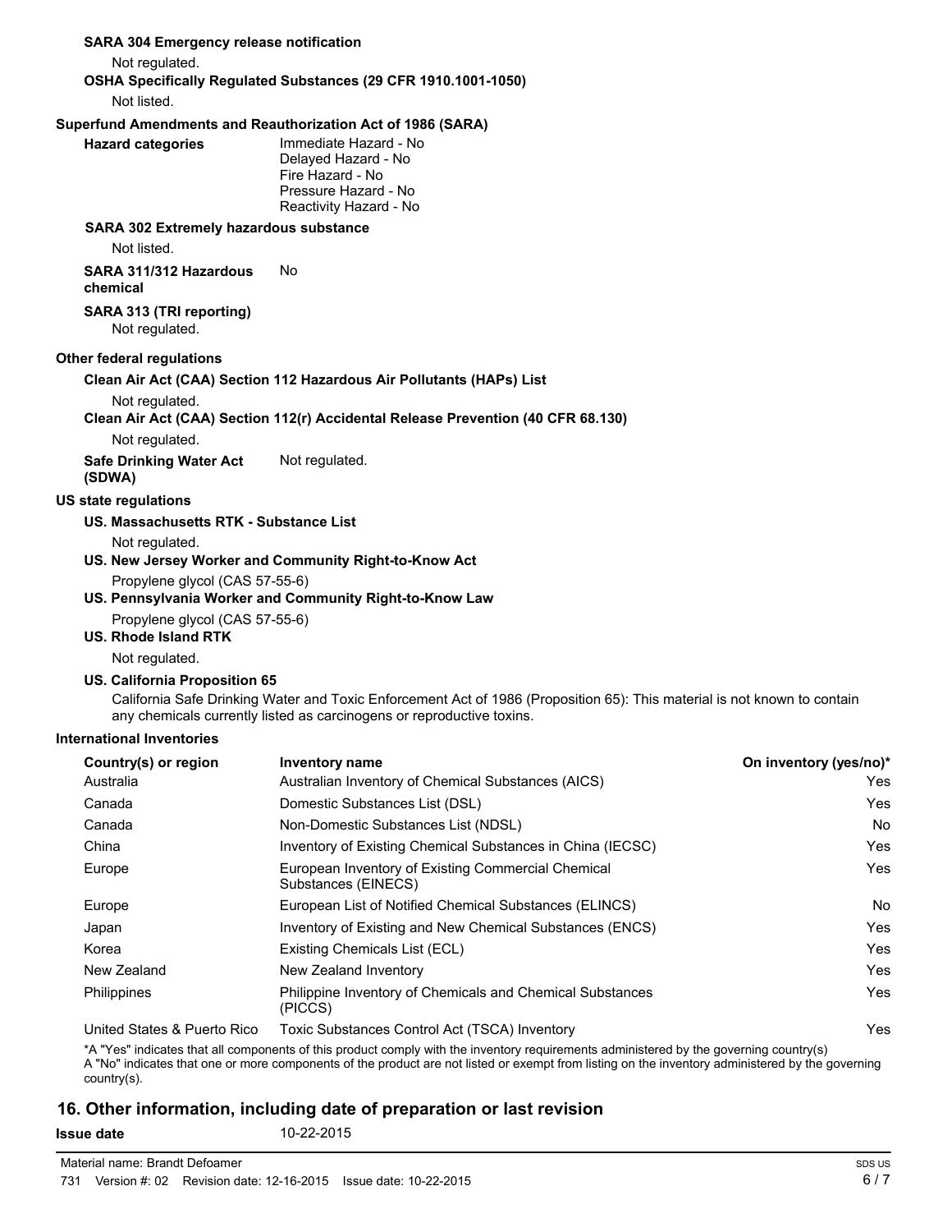**SARA 304 Emergency release notification**

Not regulated.

**OSHA Specifically Regulated Substances (29 CFR 1910.1001-1050)**

Not listed.

**Superfund Amendments and Reauthorization Act of 1986 (SARA)**

**Hazard categories**
Immediate Hazard - No
Delayed Hazard - No
Fire Hazard - No
Pressure Hazard - No
Reactivity Hazard - No

**SARA 302 Extremely hazardous substance**

Not listed.

**SARA 311/312 Hazardous chemical** No

**SARA 313 (TRI reporting)**

Not regulated.

**Other federal regulations**

**Clean Air Act (CAA) Section 112 Hazardous Air Pollutants (HAPs) List**

Not regulated.

**Clean Air Act (CAA) Section 112(r) Accidental Release Prevention (40 CFR 68.130)**

Not regulated.

**Safe Drinking Water Act (SDWA)** Not regulated.

**US state regulations**

**US. Massachusetts RTK - Substance List**

Not regulated.

**US. New Jersey Worker and Community Right-to-Know Act**

Propylene glycol (CAS 57-55-6)

**US. Pennsylvania Worker and Community Right-to-Know Law**

Propylene glycol (CAS 57-55-6)

**US. Rhode Island RTK**

Not regulated.

**US. California Proposition 65**

California Safe Drinking Water and Toxic Enforcement Act of 1986 (Proposition 65): This material is not known to contain any chemicals currently listed as carcinogens or reproductive toxins.

**International Inventories**

| Country(s) or region | Inventory name | On inventory (yes/no)* |
|---|---|---|
| Australia | Australian Inventory of Chemical Substances (AICS) | Yes |
| Canada | Domestic Substances List (DSL) | Yes |
| Canada | Non-Domestic Substances List (NDSL) | No |
| China | Inventory of Existing Chemical Substances in China (IECSC) | Yes |
| Europe | European Inventory of Existing Commercial Chemical Substances (EINECS) | Yes |
| Europe | European List of Notified Chemical Substances (ELINCS) | No |
| Japan | Inventory of Existing and New Chemical Substances (ENCS) | Yes |
| Korea | Existing Chemicals List (ECL) | Yes |
| New Zealand | New Zealand Inventory | Yes |
| Philippines | Philippine Inventory of Chemicals and Chemical Substances (PICCS) | Yes |
| United States & Puerto Rico | Toxic Substances Control Act (TSCA) Inventory | Yes |

*A "Yes" indicates that all components of this product comply with the inventory requirements administered by the governing country(s)
A "No" indicates that one or more components of the product are not listed or exempt from listing on the inventory administered by the governing country(s).

## 16. Other information, including date of preparation or last revision

**Issue date** 10-22-2015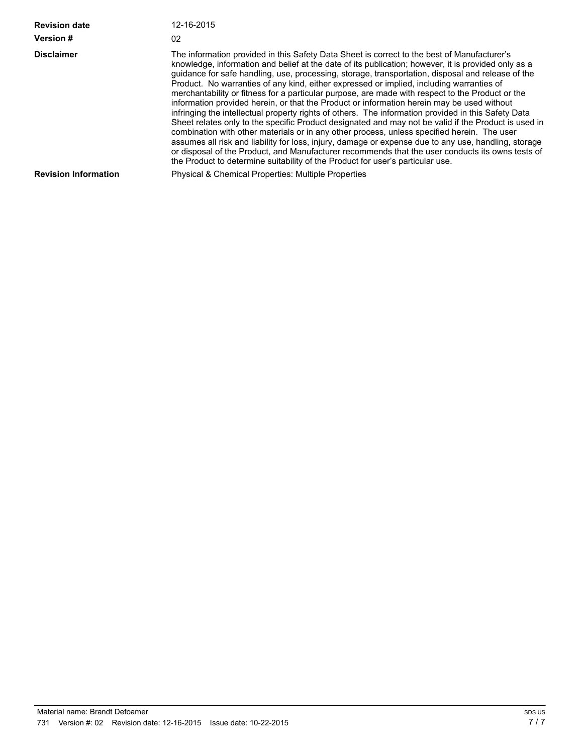**Revision date** 12-16-2015

**Version #** 02

**Disclaimer** The information provided in this Safety Data Sheet is correct to the best of Manufacturer's knowledge, information and belief at the date of its publication; however, it is provided only as a guidance for safe handling, use, processing, storage, transportation, disposal and release of the Product. No warranties of any kind, either expressed or implied, including warranties of merchantability or fitness for a particular purpose, are made with respect to the Product or the information provided herein, or that the Product or information herein may be used without infringing the intellectual property rights of others. The information provided in this Safety Data Sheet relates only to the specific Product designated and may not be valid if the Product is used in combination with other materials or in any other process, unless specified herein. The user assumes all risk and liability for loss, injury, damage or expense due to any use, handling, storage or disposal of the Product, and Manufacturer recommends that the user conducts its owns tests of the Product to determine suitability of the Product for user's particular use.

**Revision Information** Physical & Chemical Properties: Multiple Properties